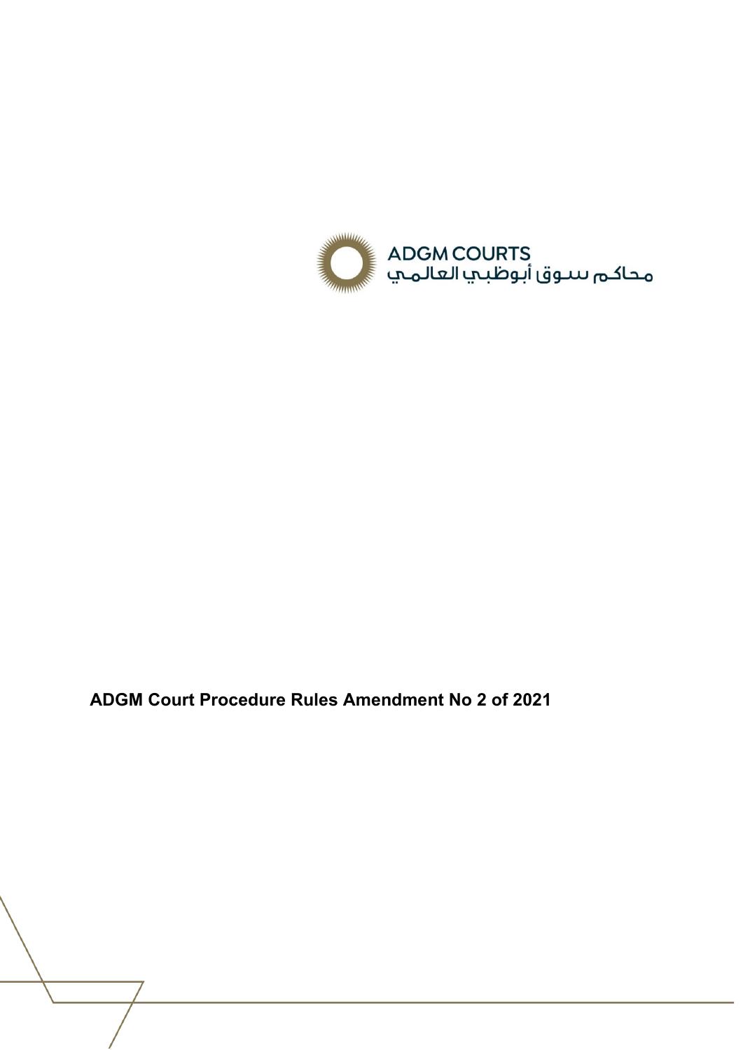ADGM COURTS

محاكم سوق أبوظبي العالمي

# ADGM Court Procedure Rules Amendment No 2 of 2021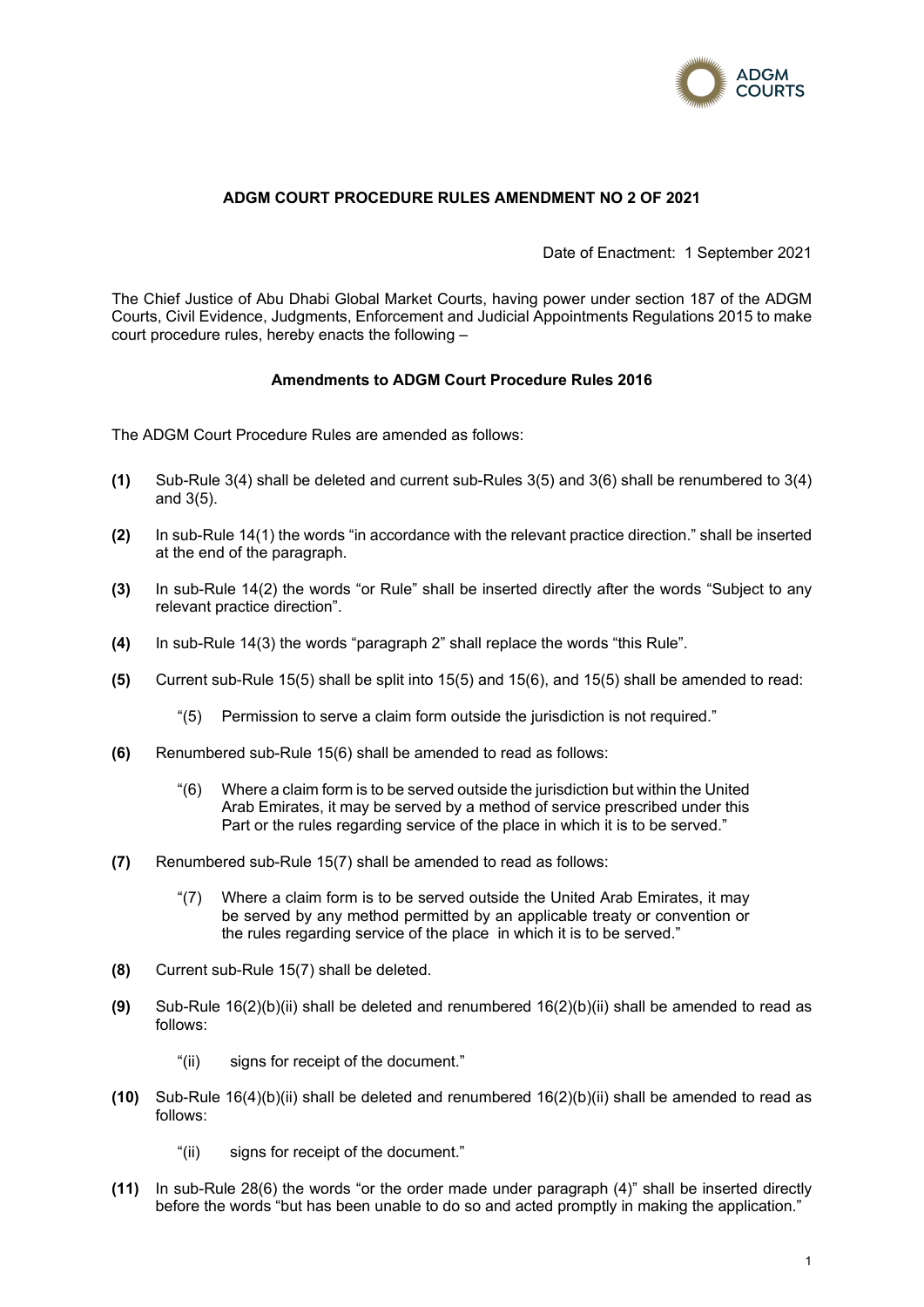## ADGM COURT PROCEDURE RULES AMENDMENT NO 2 OF 2021

Date of Enactment: 1 September 2021

The Chief Justice of Abu Dhabi Global Market Courts, having power under section 187 of the ADGM Courts, Civil Evidence, Judgments, Enforcement and Judicial Appointments Regulations 2015 to make court procedure rules, hereby enacts the following –

### Amendments to ADGM Court Procedure Rules 2016

The ADGM Court Procedure Rules are amended as follows:

**(1)** Sub-Rule 3(4) shall be deleted and current sub-Rules 3(5) and 3(6) shall be renumbered to 3(4) and 3(5).

**(2)** In sub-Rule 14(1) the words "in accordance with the relevant practice direction." shall be inserted at the end of the paragraph.

**(3)** In sub-Rule 14(2) the words "or Rule" shall be inserted directly after the words "Subject to any relevant practice direction".

**(4)** In sub-Rule 14(3) the words "paragraph 2" shall replace the words "this Rule".

**(5)** Current sub-Rule 15(5) shall be split into 15(5) and 15(6), and 15(5) shall be amended to read:

> "(5) Permission to serve a claim form outside the jurisdiction is not required."

**(6)** Renumbered sub-Rule 15(6) shall be amended to read as follows:

> "(6) Where a claim form is to be served outside the jurisdiction but within the United Arab Emirates, it may be served by a method of service prescribed under this Part or the rules regarding service of the place in which it is to be served."

**(7)** Renumbered sub-Rule 15(7) shall be amended to read as follows:

> "(7) Where a claim form is to be served outside the United Arab Emirates, it may be served by any method permitted by an applicable treaty or convention or the rules regarding service of the place in which it is to be served."

**(8)** Current sub-Rule 15(7) shall be deleted.

**(9)** Sub-Rule 16(2)(b)(ii) shall be deleted and renumbered 16(2)(b)(ii) shall be amended to read as follows:

> "(ii) signs for receipt of the document."

**(10)** Sub-Rule 16(4)(b)(ii) shall be deleted and renumbered 16(2)(b)(ii) shall be amended to read as follows:

> "(ii) signs for receipt of the document."

**(11)** In sub-Rule 28(6) the words "or the order made under paragraph (4)" shall be inserted directly before the words "but has been unable to do so and acted promptly in making the application."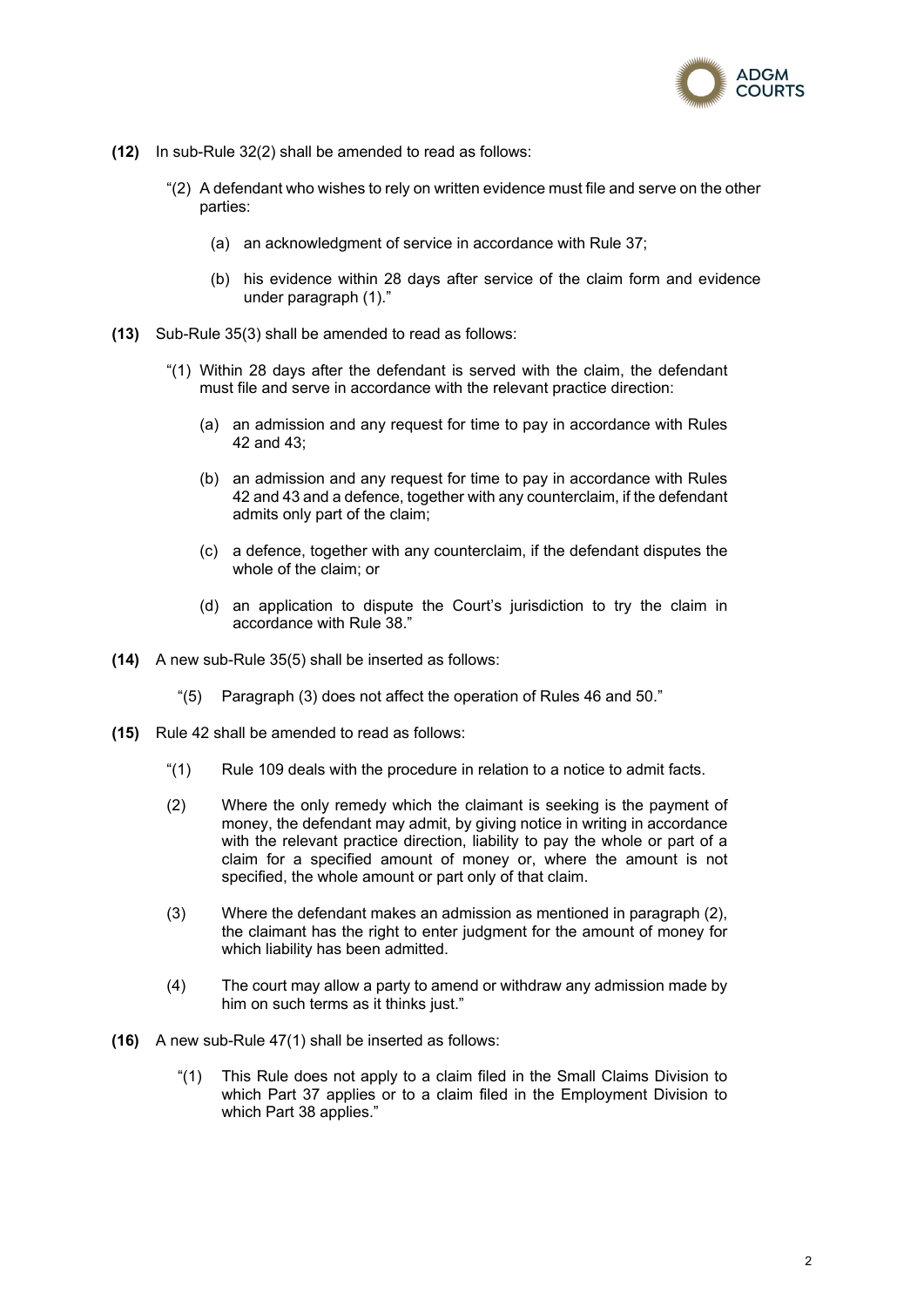**(12)** In sub-Rule 32(2) shall be amended to read as follows:

> "(2) A defendant who wishes to rely on written evidence must file and serve on the other parties:
>
> (a) an acknowledgment of service in accordance with Rule 37;
>
> (b) his evidence within 28 days after service of the claim form and evidence under paragraph (1)."

**(13)** Sub-Rule 35(3) shall be amended to read as follows:

> "(1) Within 28 days after the defendant is served with the claim, the defendant must file and serve in accordance with the relevant practice direction:
>
> (a) an admission and any request for time to pay in accordance with Rules 42 and 43;
>
> (b) an admission and any request for time to pay in accordance with Rules 42 and 43 and a defence, together with any counterclaim, if the defendant admits only part of the claim;
>
> (c) a defence, together with any counterclaim, if the defendant disputes the whole of the claim; or
>
> (d) an application to dispute the Court's jurisdiction to try the claim in accordance with Rule 38."

**(14)** A new sub-Rule 35(5) shall be inserted as follows:

> "(5) Paragraph (3) does not affect the operation of Rules 46 and 50."

**(15)** Rule 42 shall be amended to read as follows:

> "(1) Rule 109 deals with the procedure in relation to a notice to admit facts.
>
> (2) Where the only remedy which the claimant is seeking is the payment of money, the defendant may admit, by giving notice in writing in accordance with the relevant practice direction, liability to pay the whole or part of a claim for a specified amount of money or, where the amount is not specified, the whole amount or part only of that claim.
>
> (3) Where the defendant makes an admission as mentioned in paragraph (2), the claimant has the right to enter judgment for the amount of money for which liability has been admitted.
>
> (4) The court may allow a party to amend or withdraw any admission made by him on such terms as it thinks just."

**(16)** A new sub-Rule 47(1) shall be inserted as follows:

> "(1) This Rule does not apply to a claim filed in the Small Claims Division to which Part 37 applies or to a claim filed in the Employment Division to which Part 38 applies."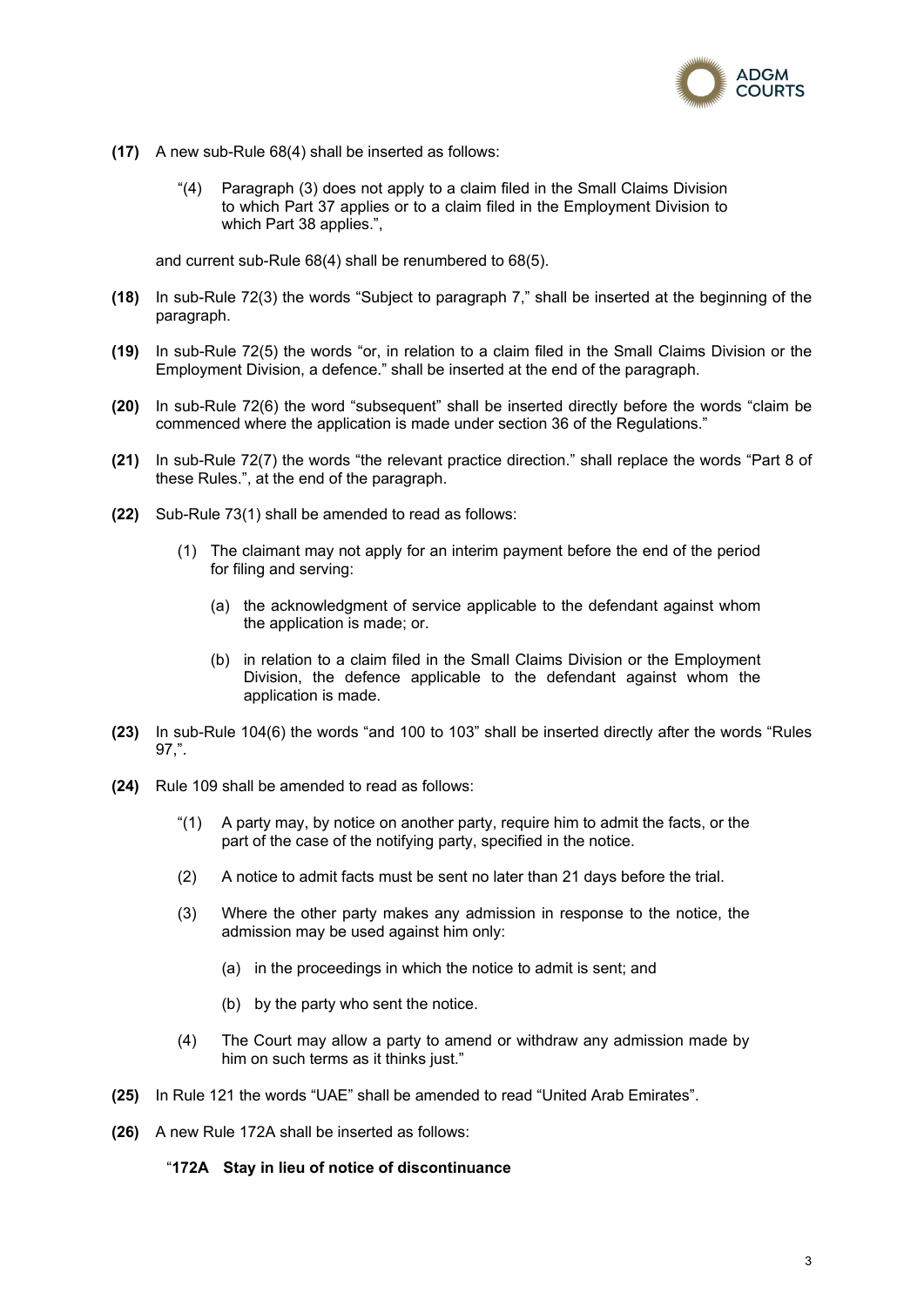**(17)** A new sub-Rule 68(4) shall be inserted as follows:

> "(4) Paragraph (3) does not apply to a claim filed in the Small Claims Division to which Part 37 applies or to a claim filed in the Employment Division to which Part 38 applies.",

and current sub-Rule 68(4) shall be renumbered to 68(5).

**(18)** In sub-Rule 72(3) the words "Subject to paragraph 7," shall be inserted at the beginning of the paragraph.

**(19)** In sub-Rule 72(5) the words "or, in relation to a claim filed in the Small Claims Division or the Employment Division, a defence." shall be inserted at the end of the paragraph.

**(20)** In sub-Rule 72(6) the word "subsequent" shall be inserted directly before the words "claim be commenced where the application is made under section 36 of the Regulations."

**(21)** In sub-Rule 72(7) the words "the relevant practice direction." shall replace the words "Part 8 of these Rules.", at the end of the paragraph.

**(22)** Sub-Rule 73(1) shall be amended to read as follows:

> (1) The claimant may not apply for an interim payment before the end of the period for filing and serving:
>
> (a) the acknowledgment of service applicable to the defendant against whom the application is made; or.
>
> (b) in relation to a claim filed in the Small Claims Division or the Employment Division, the defence applicable to the defendant against whom the application is made.

**(23)** In sub-Rule 104(6) the words "and 100 to 103" shall be inserted directly after the words "Rules 97,".

**(24)** Rule 109 shall be amended to read as follows:

> "(1) A party may, by notice on another party, require him to admit the facts, or the part of the case of the notifying party, specified in the notice.
>
> (2) A notice to admit facts must be sent no later than 21 days before the trial.
>
> (3) Where the other party makes any admission in response to the notice, the admission may be used against him only:
>
> (a) in the proceedings in which the notice to admit is sent; and
>
> (b) by the party who sent the notice.
>
> (4) The Court may allow a party to amend or withdraw any admission made by him on such terms as it thinks just."

**(25)** In Rule 121 the words "UAE" shall be amended to read "United Arab Emirates".

**(26)** A new Rule 172A shall be inserted as follows:

> "**172A Stay in lieu of notice of discontinuance**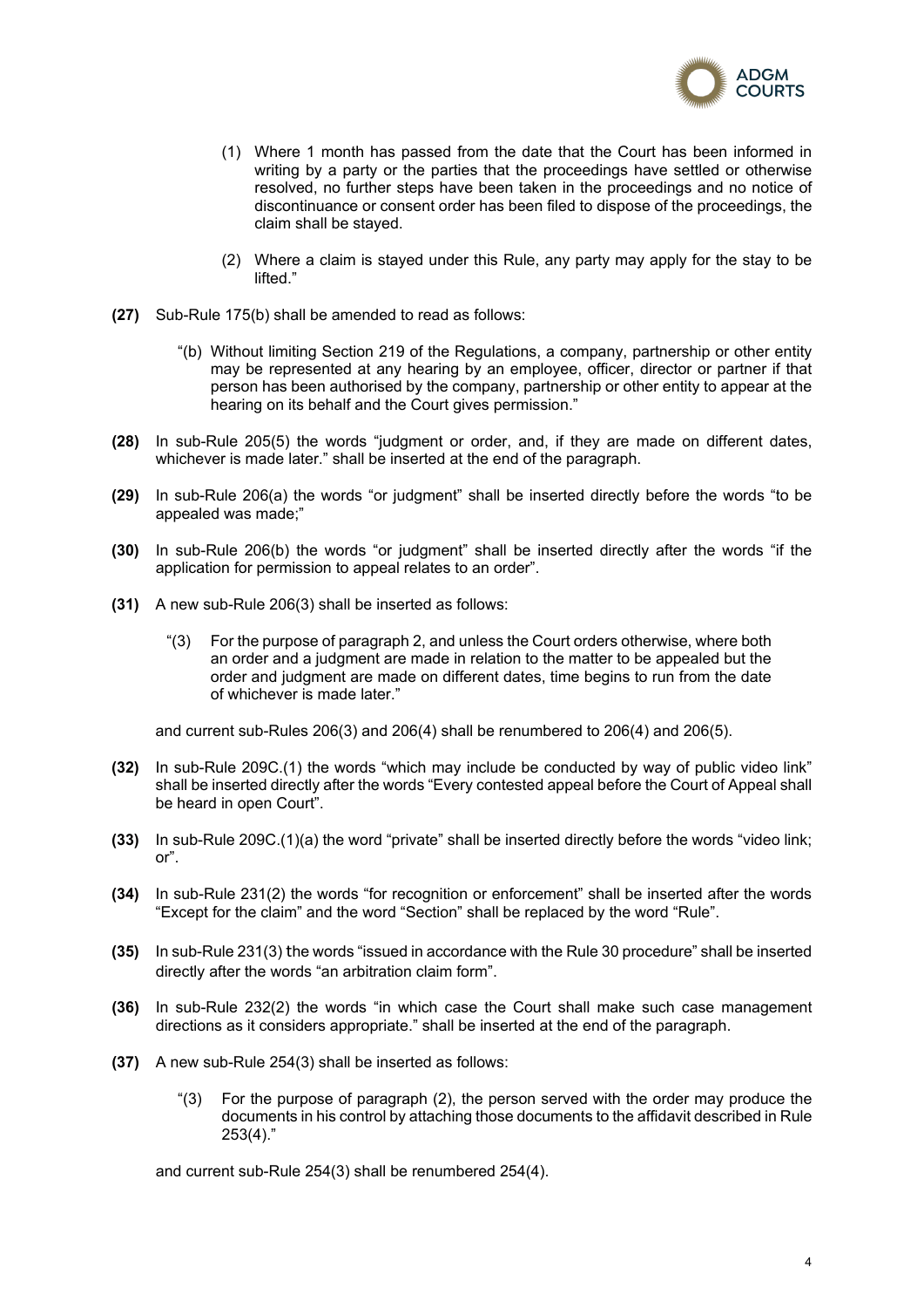(1) Where 1 month has passed from the date that the Court has been informed in writing by a party or the parties that the proceedings have settled or otherwise resolved, no further steps have been taken in the proceedings and no notice of discontinuance or consent order has been filed to dispose of the proceedings, the claim shall be stayed.

(2) Where a claim is stayed under this Rule, any party may apply for the stay to be lifted."

**(27)** Sub-Rule 175(b) shall be amended to read as follows:

"(b) Without limiting Section 219 of the Regulations, a company, partnership or other entity may be represented at any hearing by an employee, officer, director or partner if that person has been authorised by the company, partnership or other entity to appear at the hearing on its behalf and the Court gives permission."

**(28)** In sub-Rule 205(5) the words "judgment or order, and, if they are made on different dates, whichever is made later." shall be inserted at the end of the paragraph.

**(29)** In sub-Rule 206(a) the words "or judgment" shall be inserted directly before the words "to be appealed was made;"

**(30)** In sub-Rule 206(b) the words "or judgment" shall be inserted directly after the words "if the application for permission to appeal relates to an order".

**(31)** A new sub-Rule 206(3) shall be inserted as follows:

"(3) For the purpose of paragraph 2, and unless the Court orders otherwise, where both an order and a judgment are made in relation to the matter to be appealed but the order and judgment are made on different dates, time begins to run from the date of whichever is made later."

and current sub-Rules 206(3) and 206(4) shall be renumbered to 206(4) and 206(5).

**(32)** In sub-Rule 209C.(1) the words "which may include be conducted by way of public video link" shall be inserted directly after the words "Every contested appeal before the Court of Appeal shall be heard in open Court".

**(33)** In sub-Rule 209C.(1)(a) the word "private" shall be inserted directly before the words "video link; or".

**(34)** In sub-Rule 231(2) the words "for recognition or enforcement" shall be inserted after the words "Except for the claim" and the word "Section" shall be replaced by the word "Rule".

**(35)** In sub-Rule 231(3) the words "issued in accordance with the Rule 30 procedure" shall be inserted directly after the words "an arbitration claim form".

**(36)** In sub-Rule 232(2) the words "in which case the Court shall make such case management directions as it considers appropriate." shall be inserted at the end of the paragraph.

**(37)** A new sub-Rule 254(3) shall be inserted as follows:

"(3) For the purpose of paragraph (2), the person served with the order may produce the documents in his control by attaching those documents to the affidavit described in Rule 253(4)."

and current sub-Rule 254(3) shall be renumbered 254(4).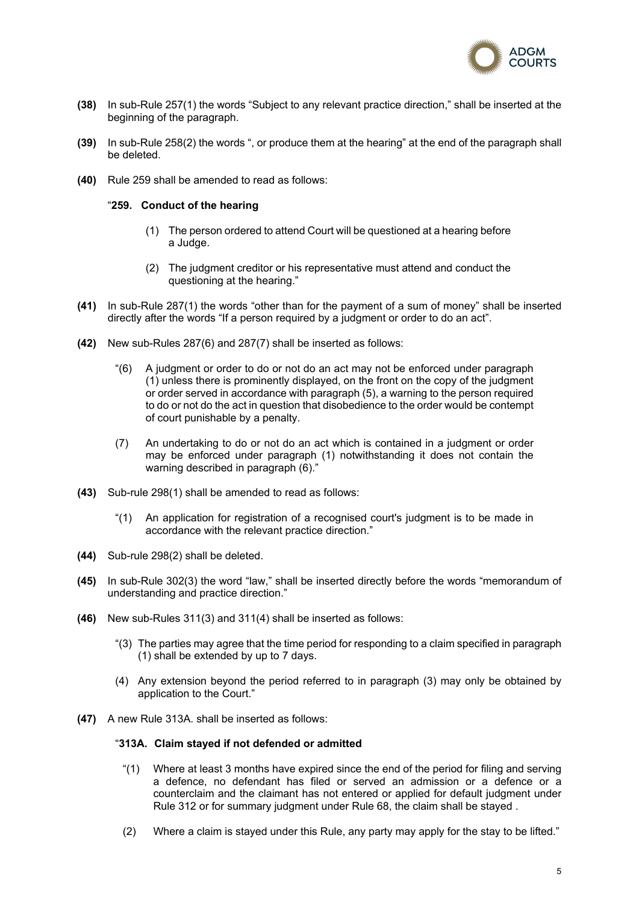**(38)** In sub-Rule 257(1) the words "Subject to any relevant practice direction," shall be inserted at the beginning of the paragraph.

**(39)** In sub-Rule 258(2) the words ", or produce them at the hearing" at the end of the paragraph shall be deleted.

**(40)** Rule 259 shall be amended to read as follows:

"**259. Conduct of the hearing**

(1) The person ordered to attend Court will be questioned at a hearing before a Judge.

(2) The judgment creditor or his representative must attend and conduct the questioning at the hearing."

**(41)** In sub-Rule 287(1) the words "other than for the payment of a sum of money" shall be inserted directly after the words "If a person required by a judgment or order to do an act".

**(42)** New sub-Rules 287(6) and 287(7) shall be inserted as follows:

"(6) A judgment or order to do or not do an act may not be enforced under paragraph (1) unless there is prominently displayed, on the front on the copy of the judgment or order served in accordance with paragraph (5), a warning to the person required to do or not do the act in question that disobedience to the order would be contempt of court punishable by a penalty.

(7) An undertaking to do or not do an act which is contained in a judgment or order may be enforced under paragraph (1) notwithstanding it does not contain the warning described in paragraph (6)."

**(43)** Sub-rule 298(1) shall be amended to read as follows:

"(1) An application for registration of a recognised court's judgment is to be made in accordance with the relevant practice direction."

**(44)** Sub-rule 298(2) shall be deleted.

**(45)** In sub-Rule 302(3) the word "law," shall be inserted directly before the words "memorandum of understanding and practice direction."

**(46)** New sub-Rules 311(3) and 311(4) shall be inserted as follows:

"(3) The parties may agree that the time period for responding to a claim specified in paragraph (1) shall be extended by up to 7 days.

(4) Any extension beyond the period referred to in paragraph (3) may only be obtained by application to the Court."

**(47)** A new Rule 313A. shall be inserted as follows:

"**313A. Claim stayed if not defended or admitted**

"(1) Where at least 3 months have expired since the end of the period for filing and serving a defence, no defendant has filed or served an admission or a defence or a counterclaim and the claimant has not entered or applied for default judgment under Rule 312 or for summary judgment under Rule 68, the claim shall be stayed .

(2) Where a claim is stayed under this Rule, any party may apply for the stay to be lifted."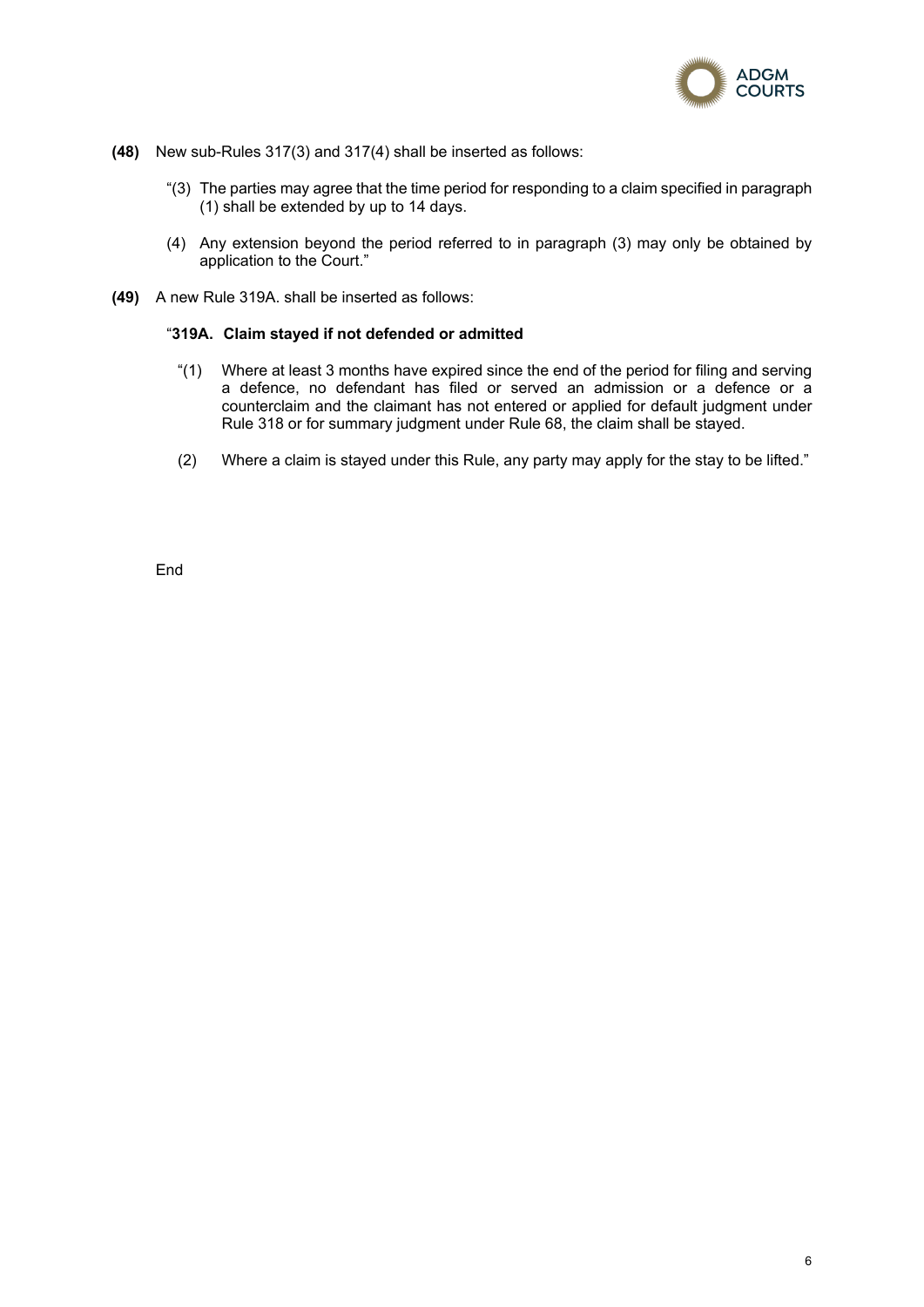**(48)** New sub-Rules 317(3) and 317(4) shall be inserted as follows:

"(3) The parties may agree that the time period for responding to a claim specified in paragraph (1) shall be extended by up to 14 days.

(4) Any extension beyond the period referred to in paragraph (3) may only be obtained by application to the Court."

**(49)** A new Rule 319A. shall be inserted as follows:

"**319A. Claim stayed if not defended or admitted**

"(1) Where at least 3 months have expired since the end of the period for filing and serving a defence, no defendant has filed or served an admission or a defence or a counterclaim and the claimant has not entered or applied for default judgment under Rule 318 or for summary judgment under Rule 68, the claim shall be stayed.

(2) Where a claim is stayed under this Rule, any party may apply for the stay to be lifted."

End